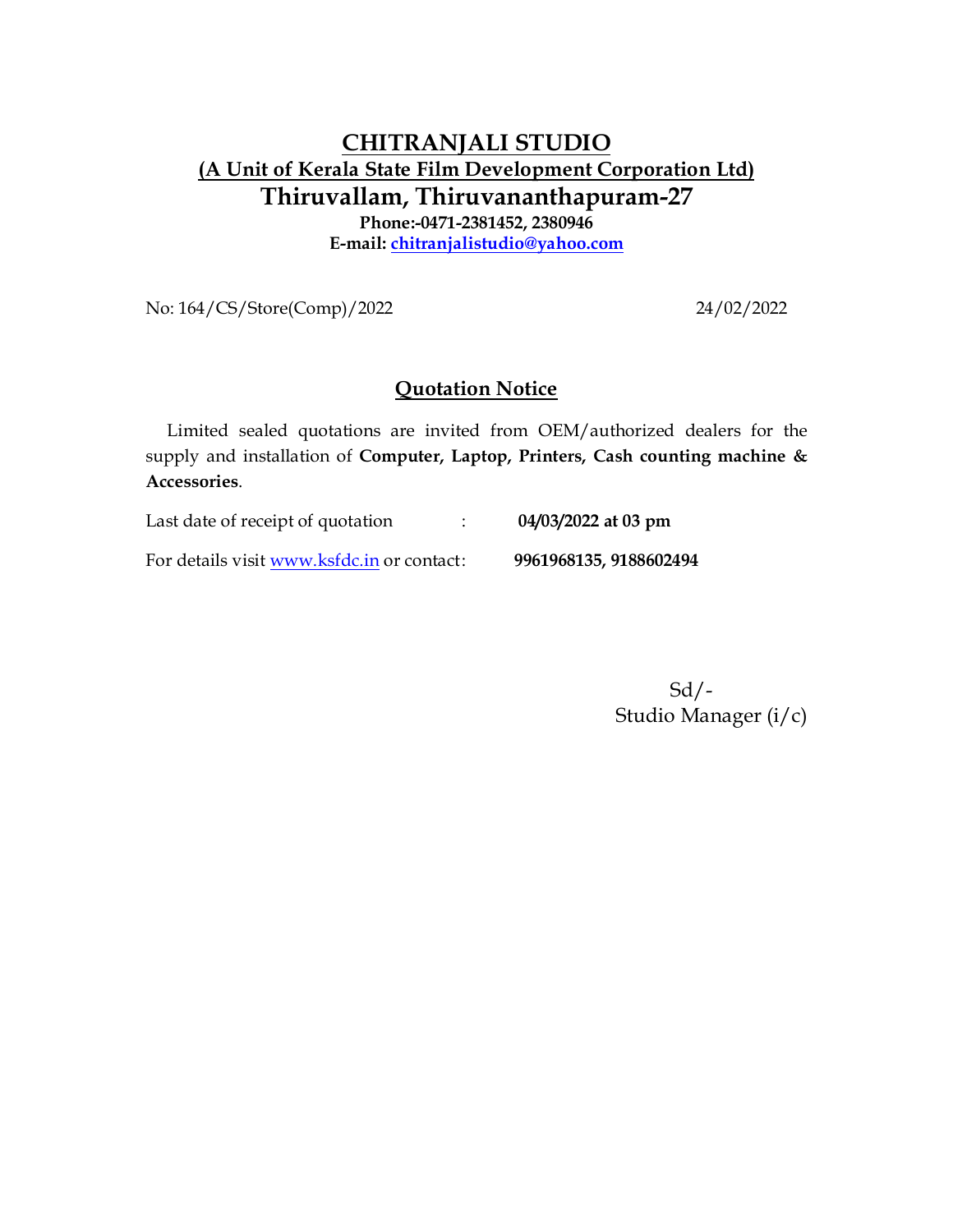# CHITRANJALI STUDIO

## (A Unit of Kerala State Film Development Corporation Ltd)

## Thiruvallam, Thiruvananthapuram-27

**Phone:-0471-2381452, 2380946**

**E-mail: chitranjalistudio@yahoo.com**

No: 164/CS/Store(Comp)/2022 24/02/2022

## Quotation Notice

Limited sealed quotations are invited from OEM/authorized dealers for the supply and installation of **Computer, Laptop, Printers, Cash counting machine & Accessories**.

Last date of receipt of quotation : **04/03/2022 at 03 pm**

For details visit www.ksfdc.in or contact: **9961968135, 9188602494**

Sd/-
Studio Manager (i/c)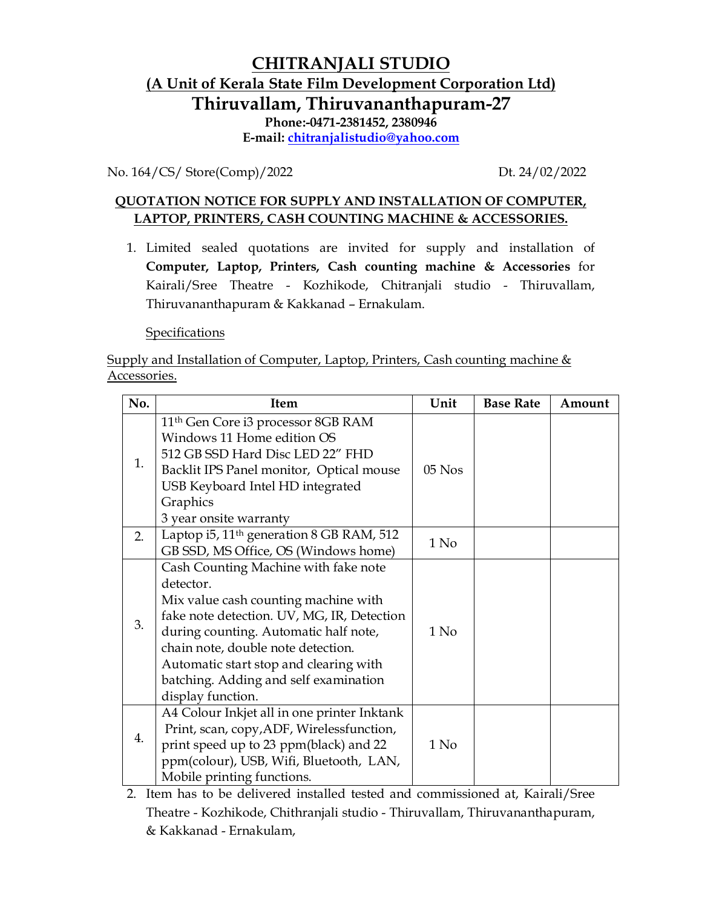# CHITRANJALI STUDIO

## (A Unit of Kerala State Film Development Corporation Ltd)

## Thiruvallam, Thiruvananthapuram-27

**Phone:-0471-2381452, 2380946**

**E-mail: chitranjalistudio@yahoo.com**

No. 164/CS/ Store(Comp)/2022 Dt. 24/02/2022

**QUOTATION NOTICE FOR SUPPLY AND INSTALLATION OF COMPUTER, LAPTOP, PRINTERS, CASH COUNTING MACHINE & ACCESSORIES.**

1. Limited sealed quotations are invited for supply and installation of **Computer, Laptop, Printers, Cash counting machine & Accessories** for Kairali/Sree Theatre - Kozhikode, Chitranjali studio - Thiruvallam, Thiruvananthapuram & Kakkanad – Ernakulam.

   Specifications

Supply and Installation of Computer, Laptop, Printers, Cash counting machine & Accessories.

| No. | Item | Unit | Base Rate | Amount |
|---|---|---|---|---|
| 1. | 11th Gen Core i3 processor 8GB RAM Windows 11 Home edition OS 512 GB SSD Hard Disc LED 22" FHD Backlit IPS Panel monitor, Optical mouse USB Keyboard Intel HD integrated Graphics 3 year onsite warranty | 05 Nos | | |
| 2. | Laptop i5, 11th generation 8 GB RAM, 512 GB SSD, MS Office, OS (Windows home) | 1 No | | |
| 3. | Cash Counting Machine with fake note detector. Mix value cash counting machine with fake note detection. UV, MG, IR, Detection during counting. Automatic half note, chain note, double note detection. Automatic start stop and clearing with batching. Adding and self examination display function. | 1 No | | |
| 4. | A4 Colour Inkjet all in one printer Inktank Print, scan, copy,ADF, Wirelessfunction, print speed up to 23 ppm(black) and 22 ppm(colour), USB, Wifi, Bluetooth, LAN, Mobile printing functions. | 1 No | | |

2. Item has to be delivered installed tested and commissioned at, Kairali/Sree Theatre - Kozhikode, Chithranjali studio - Thiruvallam, Thiruvananthapuram, & Kakkanad - Ernakulam,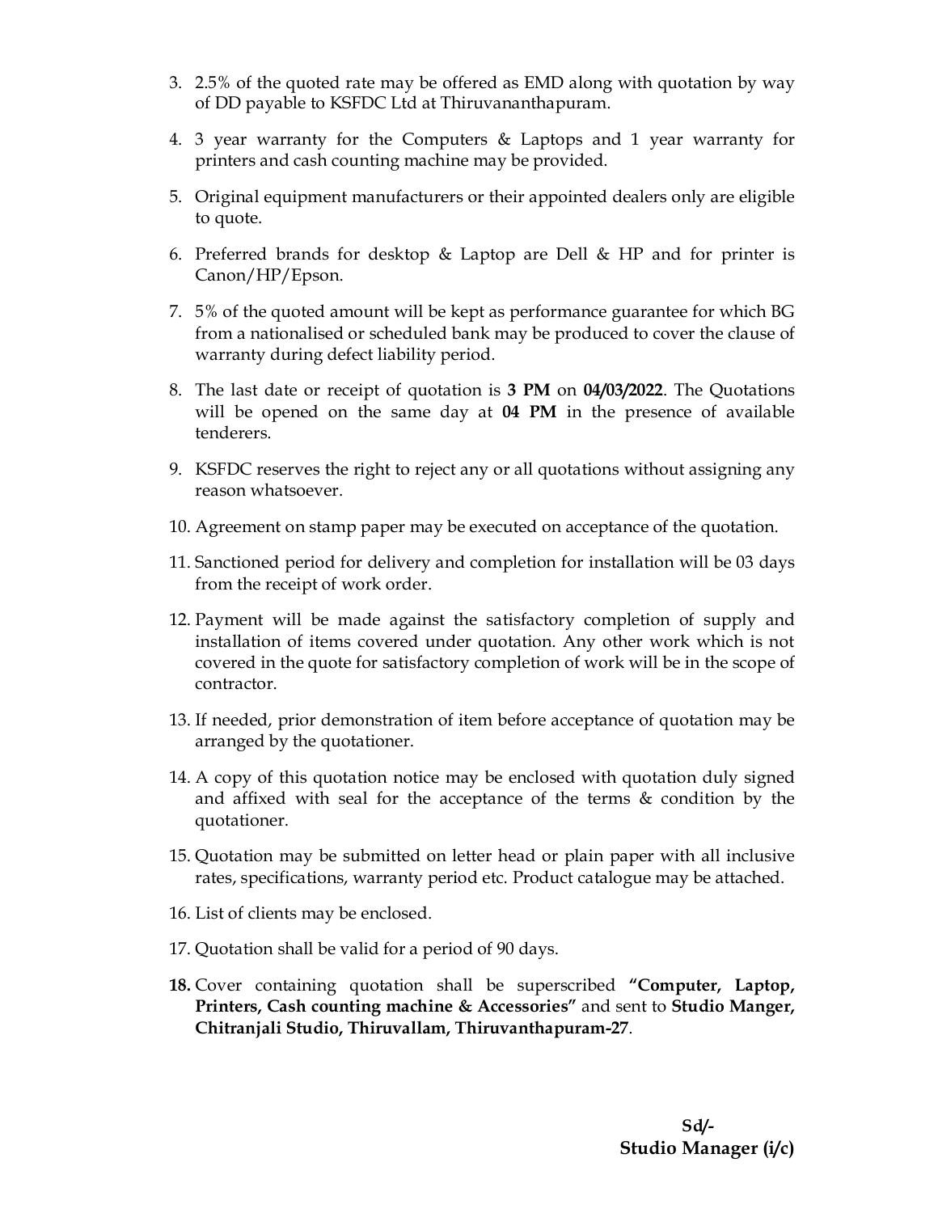3. 2.5% of the quoted rate may be offered as EMD along with quotation by way of DD payable to KSFDC Ltd at Thiruvananthapuram.

4. 3 year warranty for the Computers & Laptops and 1 year warranty for printers and cash counting machine may be provided.

5. Original equipment manufacturers or their appointed dealers only are eligible to quote.

6. Preferred brands for desktop & Laptop are Dell & HP and for printer is Canon/HP/Epson.

7. 5% of the quoted amount will be kept as performance guarantee for which BG from a nationalised or scheduled bank may be produced to cover the clause of warranty during defect liability period.

8. The last date or receipt of quotation is **3 PM** on **04/03/2022**. The Quotations will be opened on the same day at **04 PM** in the presence of available tenderers.

9. KSFDC reserves the right to reject any or all quotations without assigning any reason whatsoever.

10. Agreement on stamp paper may be executed on acceptance of the quotation.

11. Sanctioned period for delivery and completion for installation will be 03 days from the receipt of work order.

12. Payment will be made against the satisfactory completion of supply and installation of items covered under quotation. Any other work which is not covered in the quote for satisfactory completion of work will be in the scope of contractor.

13. If needed, prior demonstration of item before acceptance of quotation may be arranged by the quotationer.

14. A copy of this quotation notice may be enclosed with quotation duly signed and affixed with seal for the acceptance of the terms & condition by the quotationer.

15. Quotation may be submitted on letter head or plain paper with all inclusive rates, specifications, warranty period etc. Product catalogue may be attached.

16. List of clients may be enclosed.

17. Quotation shall be valid for a period of 90 days.

18. Cover containing quotation shall be superscribed **"Computer, Laptop, Printers, Cash counting machine & Accessories"** and sent to **Studio Manger, Chitranjali Studio, Thiruvallam, Thiruvanthapuram-27**.

**Sd/-**
**Studio Manager (i/c)**